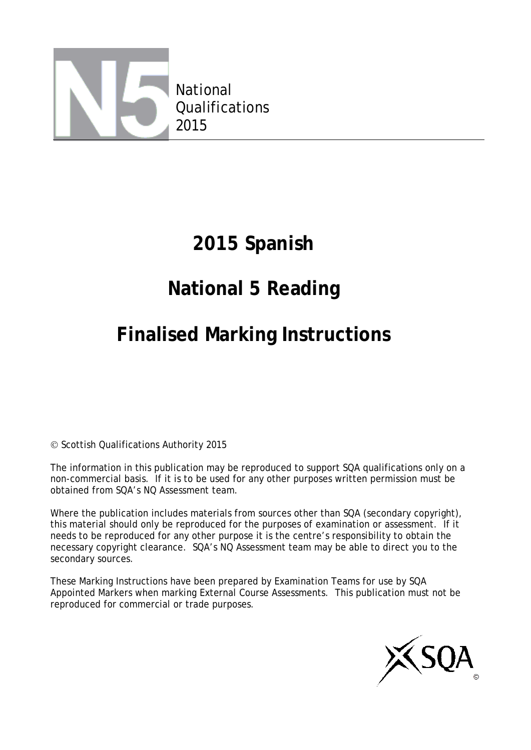N5 National Qualifications 2015

# 2015 Spanish

# National 5 Reading

# Finalised Marking Instructions

© Scottish Qualifications Authority 2015

The information in this publication may be reproduced to support SQA qualifications only on a non-commercial basis. If it is to be used for any other purposes written permission must be obtained from SQA's NQ Assessment team.

Where the publication includes materials from sources other than SQA (secondary copyright), this material should only be reproduced for the purposes of examination or assessment. If it needs to be reproduced for any other purpose it is the centre's responsibility to obtain the necessary copyright clearance. SQA's NQ Assessment team may be able to direct you to the secondary sources.

These Marking Instructions have been prepared by Examination Teams for use by SQA Appointed Markers when marking External Course Assessments. This publication must not be reproduced for commercial or trade purposes.

SQA ©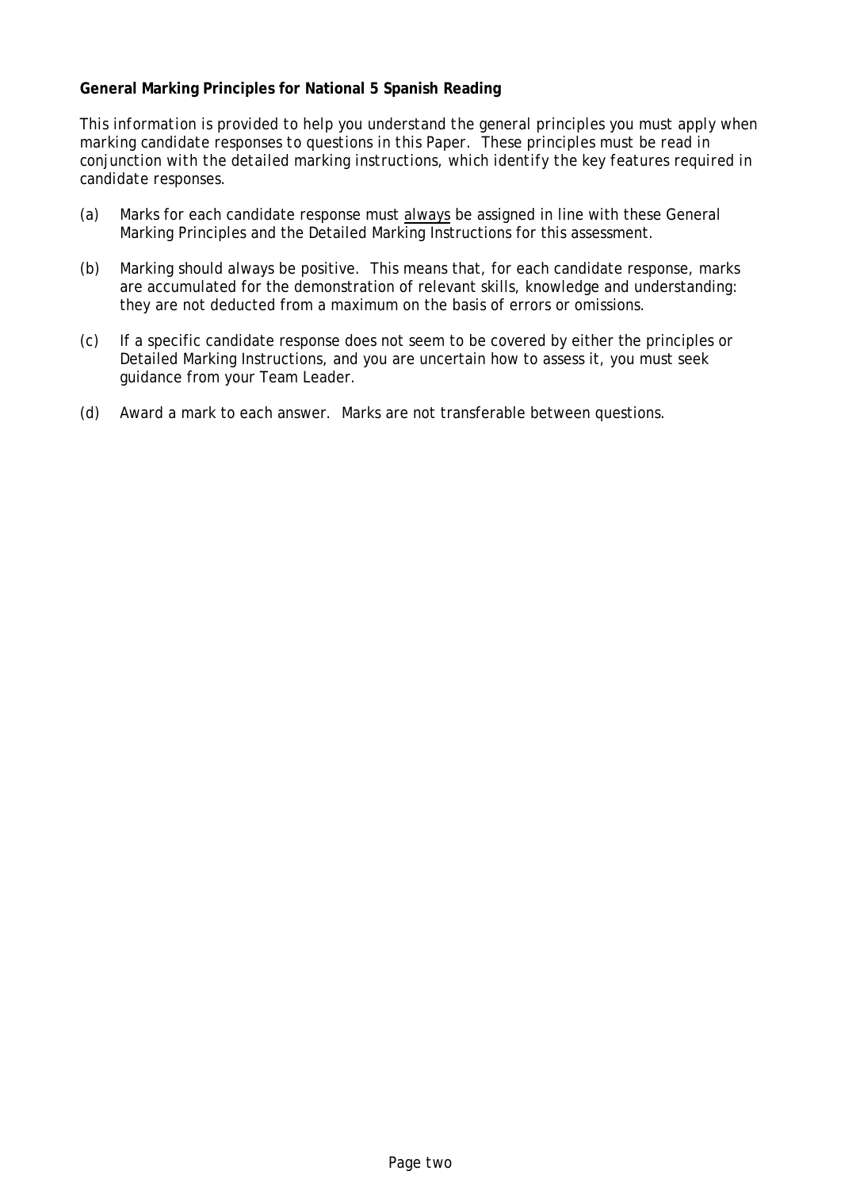**General Marking Principles for National 5 Spanish Reading**

*This information is provided to help you understand the general principles you must apply when marking candidate responses to questions in this Paper. These principles must be read in conjunction with the detailed marking instructions, which identify the key features required in candidate responses.*

(a) Marks for each candidate response must <u>always</u> be assigned in line with these General Marking Principles and the Detailed Marking Instructions for this assessment.

(b) Marking should always be positive. This means that, for each candidate response, marks are accumulated for the demonstration of relevant skills, knowledge and understanding: they are not deducted from a maximum on the basis of errors or omissions.

(c) If a specific candidate response does not seem to be covered by either the principles or Detailed Marking Instructions, and you are uncertain how to assess it, you must seek guidance from your Team Leader.

(d) Award a mark to each answer. Marks are not transferable between questions.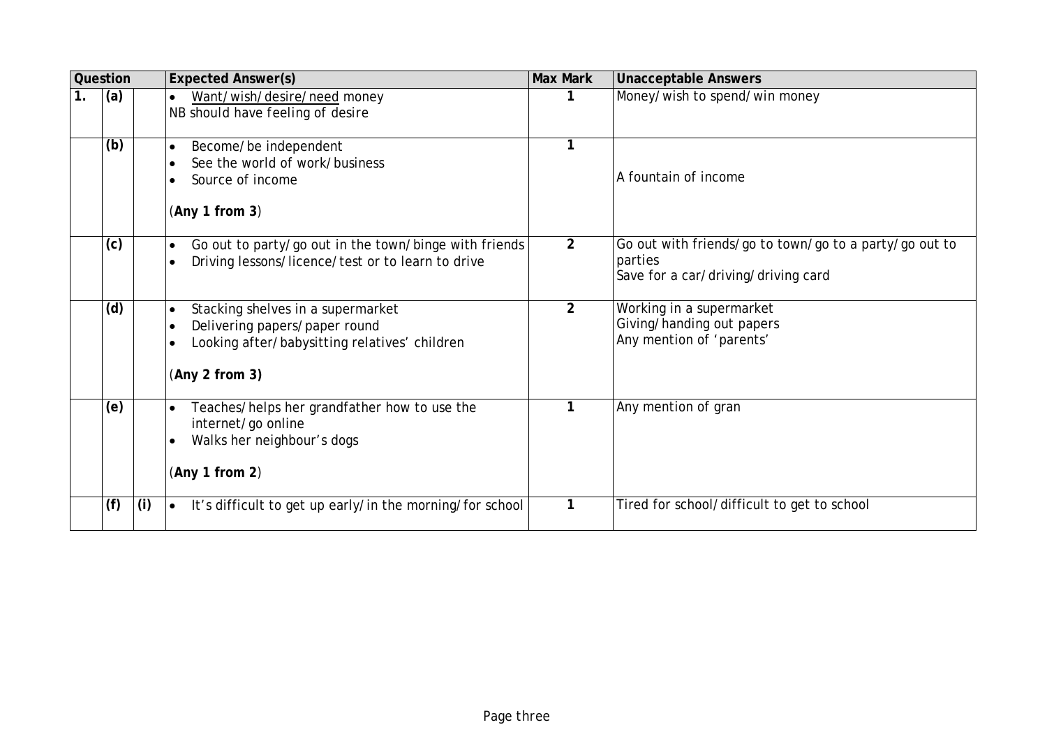| Question | | | Expected Answer(s) | Max Mark | Unacceptable Answers |
|---|---|---|---|---|---|
| 1. | (a) | | • Want/wish/desire/need money<br>NB should have feeling of desire | 1 | Money/wish to spend/win money |
| | (b) | | • Become/be independent<br>• See the world of work/business<br>• Source of income<br><br>(**Any 1 from 3**) | 1 | A fountain of income |
| | (c) | | • Go out to party/go out in the town/binge with friends<br>• Driving lessons/licence/test or to learn to drive | 2 | Go out with friends/go to town/go to a party/go out to parties<br>Save for a car/driving/driving card |
| | (d) | | • Stacking shelves in a supermarket<br>• Delivering papers/paper round<br>• Looking after/babysitting relatives' children<br><br>(**Any 2 from 3)** | 2 | Working in a supermarket<br>Giving/handing out papers<br>Any mention of 'parents' |
| | (e) | | • Teaches/helps her grandfather how to use the internet/go online<br>• Walks her neighbour's dogs<br><br>(**Any 1 from 2**) | 1 | Any mention of gran |
| | (f) | (i) | • It's difficult to get up early/in the morning/for school | 1 | Tired for school/difficult to get to school |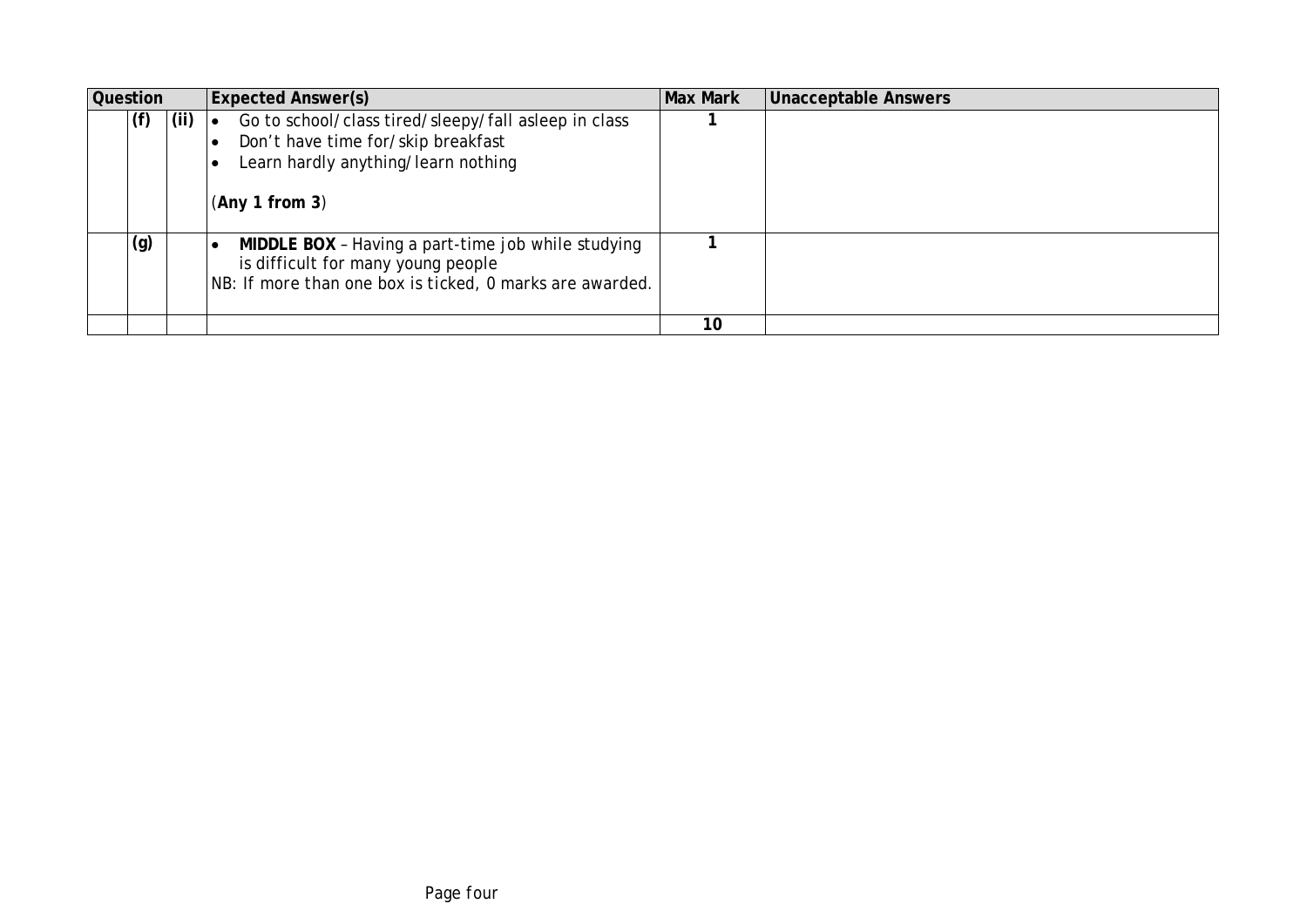| Question | | | Expected Answer(s) | Max Mark | Unacceptable Answers |
|---|---|---|---|---|---|
| | (f) | (ii) | • Go to school/class tired/sleepy/fall asleep in class<br>• Don't have time for/skip breakfast<br>• Learn hardly anything/learn nothing<br><br>(**Any 1 from 3**) | 1 | |
| | (g) | | • **MIDDLE BOX** – Having a part-time job while studying is difficult for many young people<br>NB: If more than one box is ticked, 0 marks are awarded. | 1 | |
| | | | | 10 | |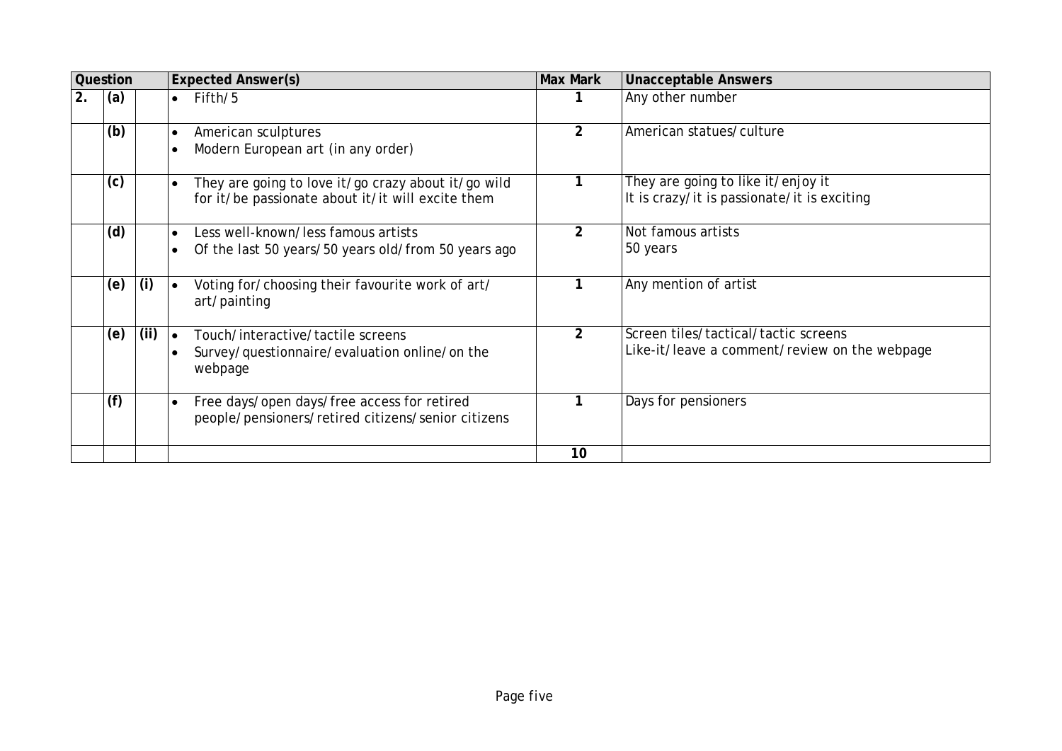| Question | | | Expected Answer(s) | Max Mark | Unacceptable Answers |
|---|---|---|---|---|---|
| 2. | (a) | | • Fifth/5 | 1 | Any other number |
| | (b) | | • American sculptures<br>• Modern European art (in any order) | 2 | American statues/culture |
| | (c) | | • They are going to love it/go crazy about it/go wild for it/be passionate about it/it will excite them | 1 | They are going to like it/enjoy it<br>It is crazy/it is passionate/it is exciting |
| | (d) | | • Less well-known/less famous artists<br>• Of the last 50 years/50 years old/from 50 years ago | 2 | Not famous artists<br>50 years |
| | (e) | (i) | • Voting for/choosing their favourite work of art/ art/painting | 1 | Any mention of artist |
| | (e) | (ii) | • Touch/interactive/tactile screens<br>• Survey/questionnaire/evaluation online/on the webpage | 2 | Screen tiles/tactical/tactic screens<br>Like-it/leave a comment/review on the webpage |
| | (f) | | • Free days/open days/free access for retired people/pensioners/retired citizens/senior citizens | 1 | Days for pensioners |
| | | | | 10 | |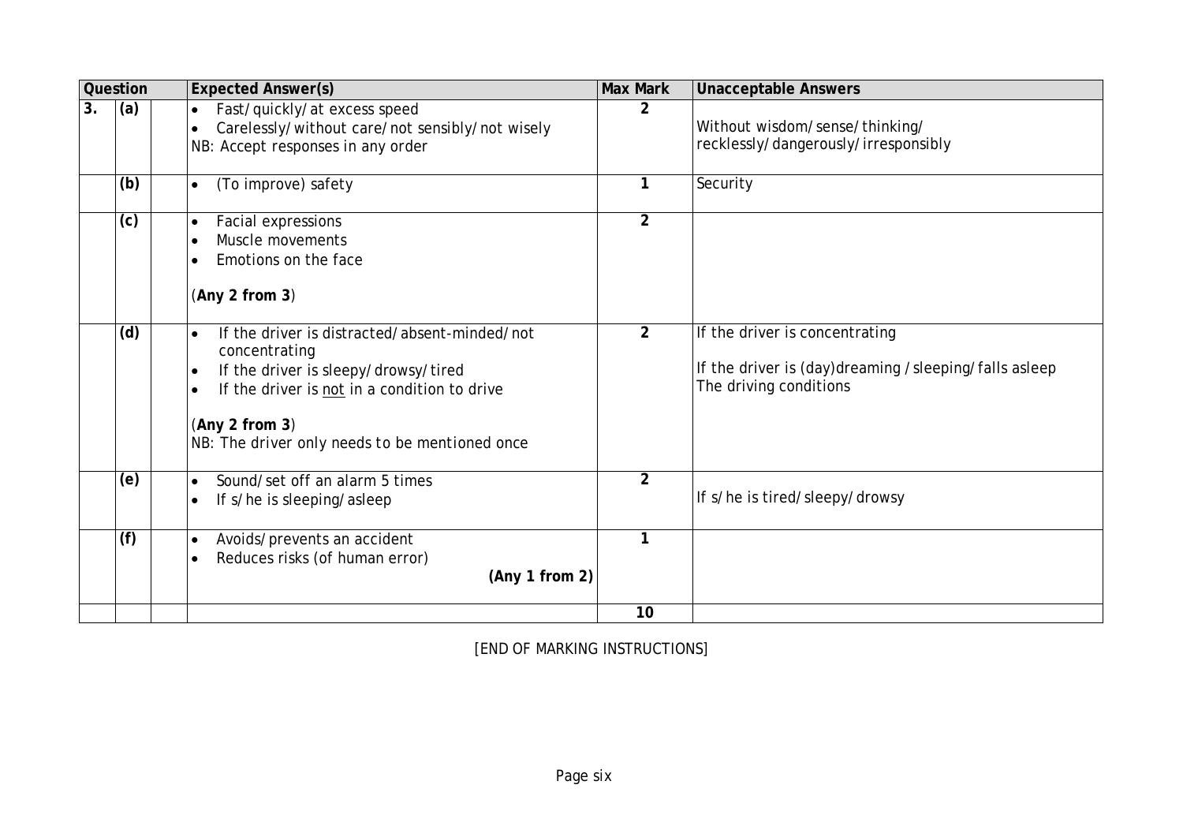| Question | | | Expected Answer(s) | Max Mark | Unacceptable Answers |
|---|---|---|---|---|---|
| 3. | (a) | | • Fast/quickly/at excess speed<br>• Carelessly/without care/not sensibly/not wisely<br>NB: Accept responses in any order | 2 | Without wisdom/sense/thinking/<br>recklessly/dangerously/irresponsibly |
| | (b) | | • (To improve) safety | 1 | Security |
| | (c) | | • Facial expressions<br>• Muscle movements<br>• Emotions on the face<br><br>(**Any 2 from 3**) | 2 | |
| | (d) | | • If the driver is distracted/absent-minded/not concentrating<br>• If the driver is sleepy/drowsy/tired<br>• If the driver is not in a condition to drive<br><br>(**Any 2 from 3**)<br>NB: The driver only needs to be mentioned once | 2 | If the driver is concentrating<br><br>If the driver is (day)dreaming /sleeping/falls asleep<br>The driving conditions |
| | (e) | | • Sound/set off an alarm 5 times<br>• If s/he is sleeping/asleep | 2 | If s/he is tired/sleepy/drowsy |
| | (f) | | • Avoids/prevents an accident<br>• Reduces risks (of human error)<br>**(Any 1 from 2)** | 1 | |
| | | | | **10** | |

[END OF MARKING INSTRUCTIONS]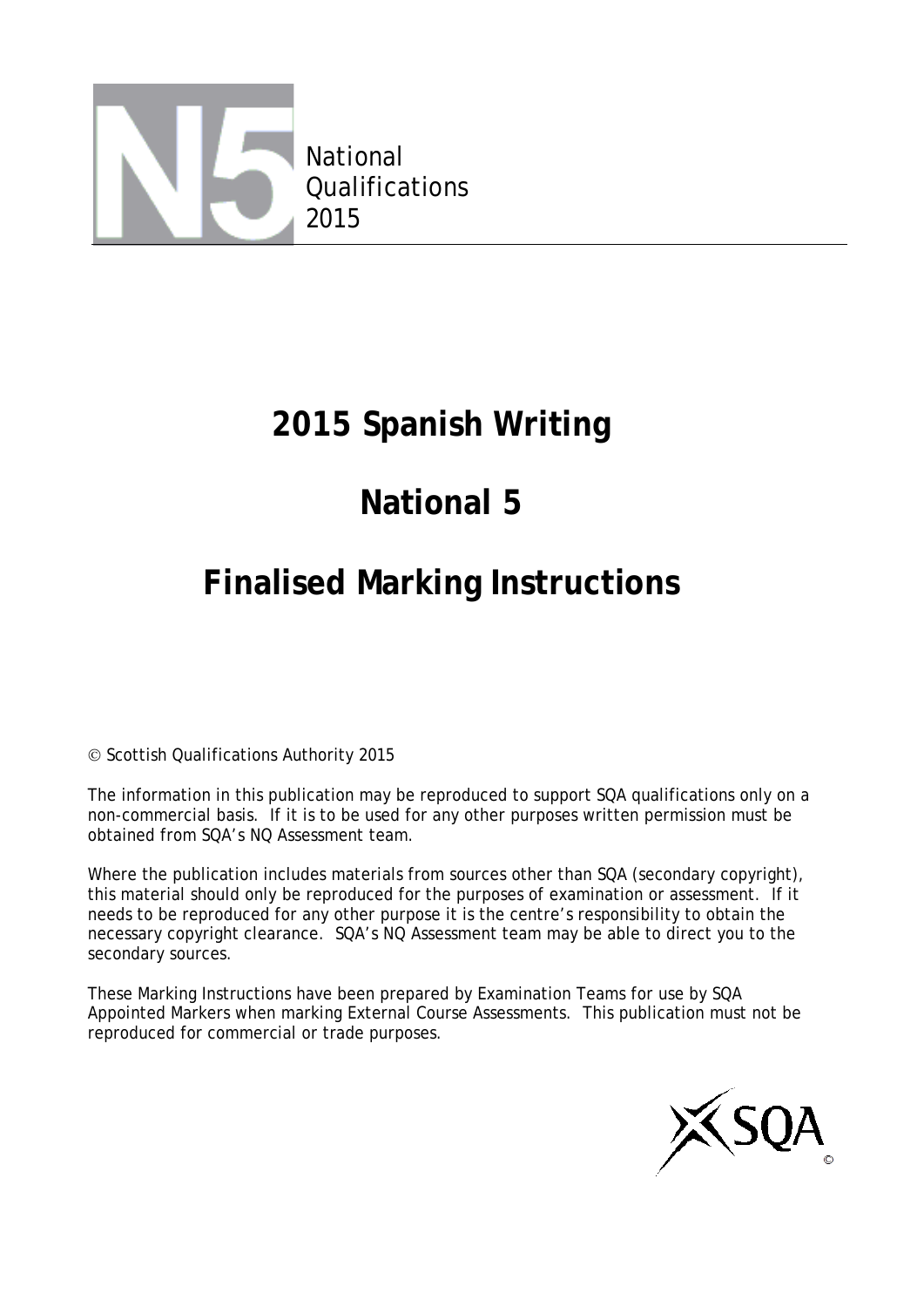National Qualifications 2015

# 2015 Spanish Writing

# National 5

# Finalised Marking Instructions

© Scottish Qualifications Authority 2015

The information in this publication may be reproduced to support SQA qualifications only on a non-commercial basis. If it is to be used for any other purposes written permission must be obtained from SQA's NQ Assessment team.

Where the publication includes materials from sources other than SQA (secondary copyright), this material should only be reproduced for the purposes of examination or assessment. If it needs to be reproduced for any other purpose it is the centre's responsibility to obtain the necessary copyright clearance. SQA's NQ Assessment team may be able to direct you to the secondary sources.

These Marking Instructions have been prepared by Examination Teams for use by SQA Appointed Markers when marking External Course Assessments. This publication must not be reproduced for commercial or trade purposes.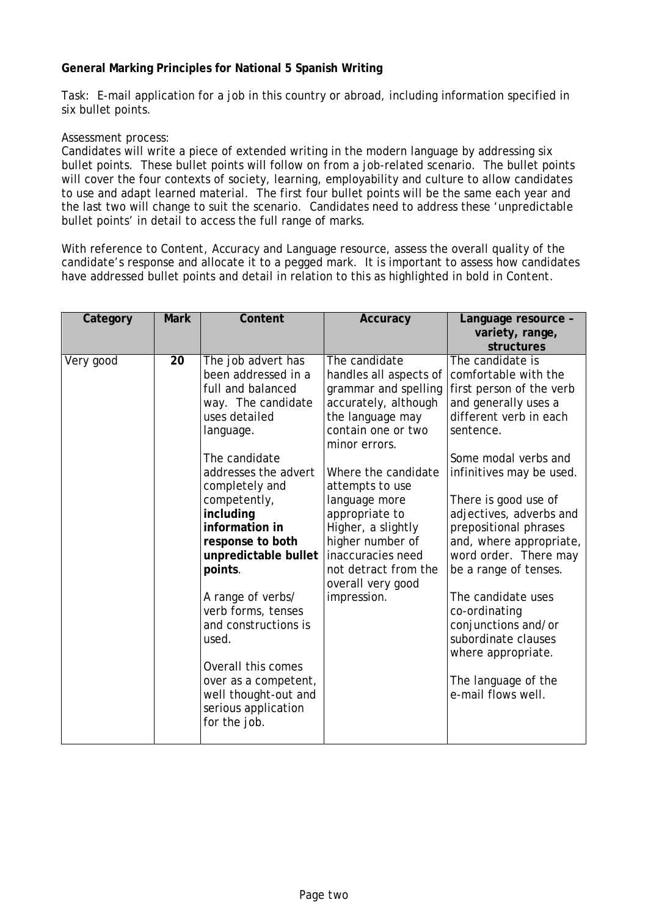**General Marking Principles for National 5 Spanish Writing**

Task: E-mail application for a job in this country or abroad, including information specified in six bullet points.

Assessment process:
Candidates will write a piece of extended writing in the modern language by addressing six bullet points. These bullet points will follow on from a job-related scenario. The bullet points will cover the four contexts of society, learning, employability and culture to allow candidates to use and adapt learned material. The first four bullet points will be the same each year and the last two will change to suit the scenario. Candidates need to address these 'unpredictable bullet points' in detail to access the full range of marks.

With reference to Content, Accuracy and Language resource, assess the overall quality of the candidate's response and allocate it to a pegged mark. It is important to assess how candidates have addressed bullet points and detail in relation to this as highlighted in bold in Content.

| Category | Mark | Content | Accuracy | Language resource – variety, range, structures |
|---|---|---|---|---|
| Very good | **20** | The job advert has been addressed in a full and balanced way. The candidate uses detailed language.<br><br>The candidate addresses the advert completely and competently, **including information in response to both unpredictable bullet points**.<br><br>A range of verbs/ verb forms, tenses and constructions is used.<br><br>Overall this comes over as a competent, well thought-out and serious application for the job. | The candidate handles all aspects of grammar and spelling accurately, although the language may contain one or two minor errors.<br><br>Where the candidate attempts to use language more appropriate to Higher, a slightly higher number of inaccuracies need not detract from the overall very good impression. | The candidate is comfortable with the first person of the verb and generally uses a different verb in each sentence.<br><br>Some modal verbs and infinitives may be used.<br><br>There is good use of adjectives, adverbs and prepositional phrases and, where appropriate, word order. There may be a range of tenses.<br><br>The candidate uses co-ordinating conjunctions and/or subordinate clauses where appropriate.<br><br>The language of the e-mail flows well. |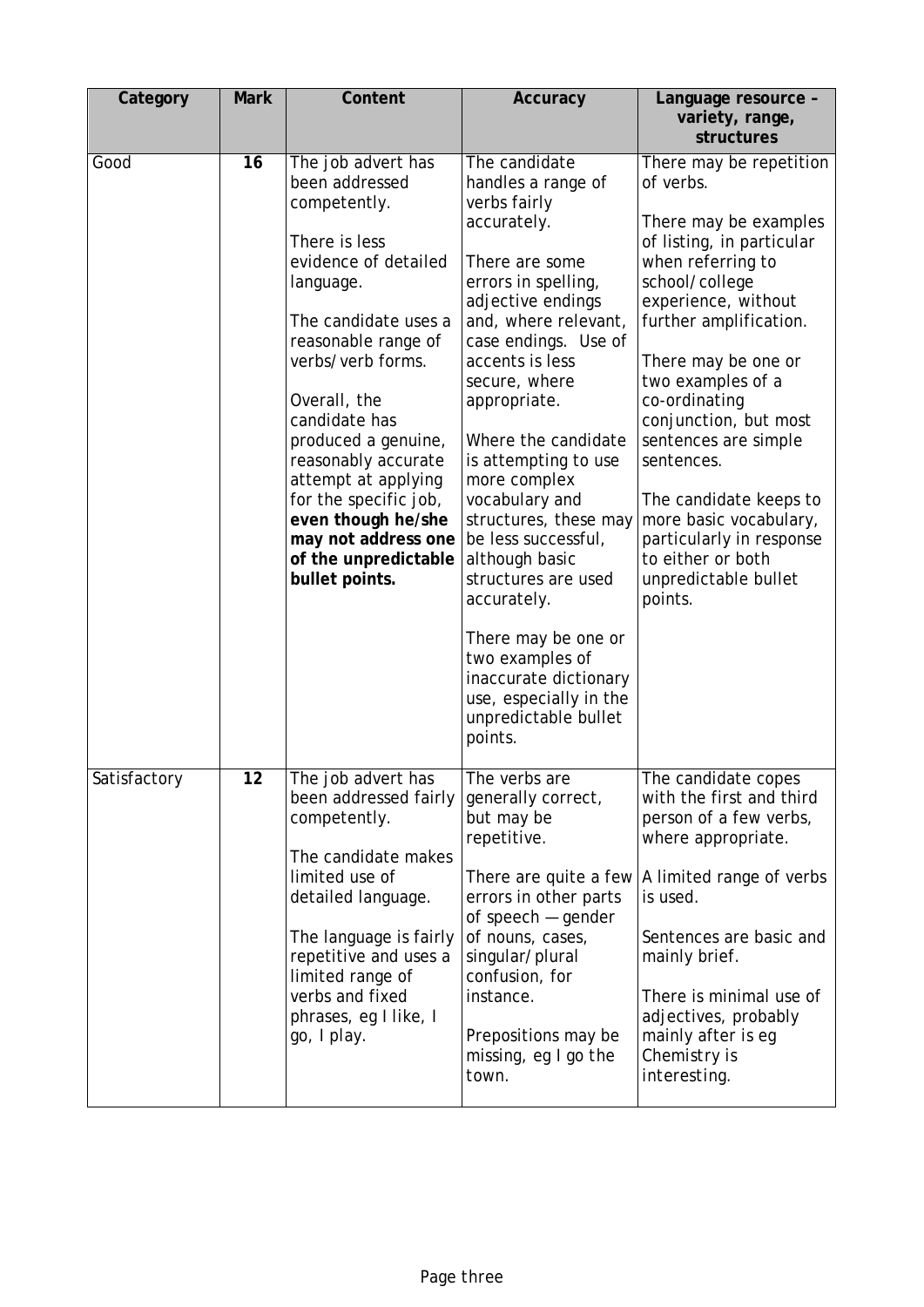| Category | Mark | Content | Accuracy | Language resource – variety, range, structures |
|---|---|---|---|---|
| Good | **16** | The job advert has been addressed competently.<br><br>There is less evidence of detailed language.<br><br>The candidate uses a reasonable range of verbs/verb forms.<br><br>Overall, the candidate has produced a genuine, reasonably accurate attempt at applying for the specific job, **even though he/she may not address one of the unpredictable bullet points.** | The candidate handles a range of verbs fairly accurately.<br><br>There are some errors in spelling, adjective endings and, where relevant, case endings. Use of accents is less secure, where appropriate.<br><br>Where the candidate is attempting to use more complex vocabulary and structures, these may be less successful, although basic structures are used accurately.<br><br>There may be one or two examples of inaccurate dictionary use, especially in the unpredictable bullet points. | There may be repetition of verbs.<br><br>There may be examples of listing, in particular when referring to school/college experience, without further amplification.<br><br>There may be one or two examples of a co-ordinating conjunction, but most sentences are simple sentences.<br><br>The candidate keeps to more basic vocabulary, particularly in response to either or both unpredictable bullet points. |
| Satisfactory | **12** | The job advert has been addressed fairly competently.<br><br>The candidate makes limited use of detailed language.<br><br>The language is fairly repetitive and uses a limited range of verbs and fixed phrases, eg I like, I go, I play. | The verbs are generally correct, but may be repetitive.<br><br>There are quite a few errors in other parts of speech — gender of nouns, cases, singular/plural confusion, for instance.<br><br>Prepositions may be missing, eg I go the town. | The candidate copes with the first and third person of a few verbs, where appropriate.<br><br>A limited range of verbs is used.<br><br>Sentences are basic and mainly brief.<br><br>There is minimal use of adjectives, probably mainly after is eg Chemistry is interesting. |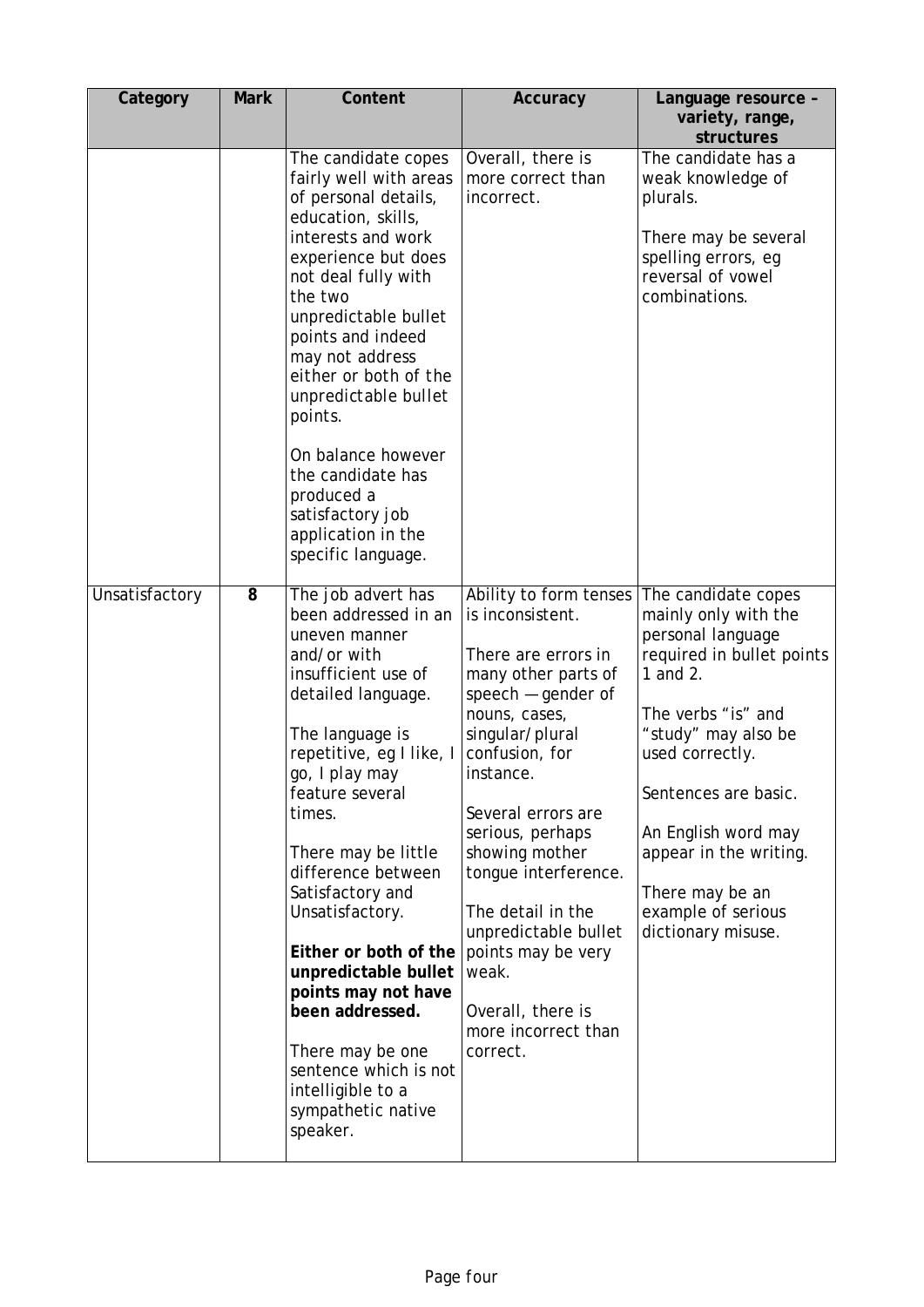| Category | Mark | Content | Accuracy | Language resource – variety, range, structures |
| --- | --- | --- | --- | --- |
| | | The candidate copes fairly well with areas of personal details, education, skills, interests and work experience but does not deal fully with the two unpredictable bullet points and indeed may not address either or both of the unpredictable bullet points.<br><br>On balance however the candidate has produced a satisfactory job application in the specific language. | Overall, there is more correct than incorrect. | The candidate has a weak knowledge of plurals.<br><br>There may be several spelling errors, eg reversal of vowel combinations. |
| Unsatisfactory | 8 | The job advert has been addressed in an uneven manner and/or with insufficient use of detailed language.<br><br>The language is repetitive, eg I like, I go, I play may feature several times.<br><br>There may be little difference between Satisfactory and Unsatisfactory.<br><br>**Either or both of the unpredictable bullet points may not have been addressed.**<br><br>There may be one sentence which is not intelligible to a sympathetic native speaker. | Ability to form tenses is inconsistent.<br><br>There are errors in many other parts of speech — gender of nouns, cases, singular/plural confusion, for instance.<br><br>Several errors are serious, perhaps showing mother tongue interference.<br><br>The detail in the unpredictable bullet points may be very weak.<br><br>Overall, there is more incorrect than correct. | The candidate copes mainly only with the personal language required in bullet points 1 and 2.<br><br>The verbs "is" and "study" may also be used correctly.<br><br>Sentences are basic.<br><br>An English word may appear in the writing.<br><br>There may be an example of serious dictionary misuse. |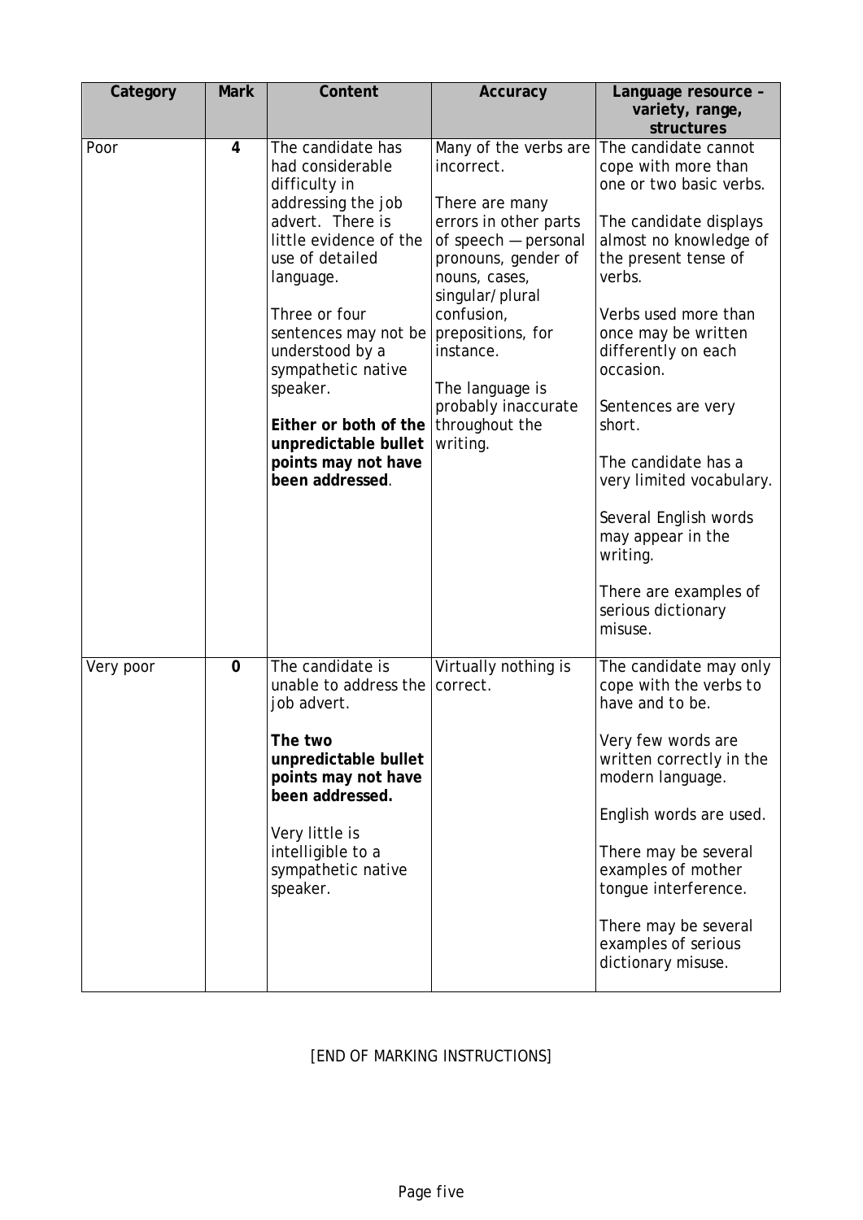| Category | Mark | Content | Accuracy | Language resource – variety, range, structures |
|---|---|---|---|---|
| Poor | 4 | The candidate has had considerable difficulty in addressing the job advert. There is little evidence of the use of detailed language.<br><br>Three or four sentences may not be understood by a sympathetic native speaker.<br><br>**Either or both of the unpredictable bullet points may not have been addressed**. | Many of the verbs are incorrect.<br><br>There are many errors in other parts of speech — personal pronouns, gender of nouns, cases, singular/plural confusion, prepositions, for instance.<br><br>The language is probably inaccurate throughout the writing. | The candidate cannot cope with more than one or two basic verbs.<br><br>The candidate displays almost no knowledge of the present tense of verbs.<br><br>Verbs used more than once may be written differently on each occasion.<br><br>Sentences are very short.<br><br>The candidate has a very limited vocabulary.<br><br>Several English words may appear in the writing.<br><br>There are examples of serious dictionary misuse. |
| Very poor | 0 | The candidate is unable to address the job advert.<br><br>**The two unpredictable bullet points may not have been addressed.**<br><br>Very little is intelligible to a sympathetic native speaker. | Virtually nothing is correct. | The candidate may only cope with the verbs to have and to be.<br><br>Very few words are written correctly in the modern language.<br><br>English words are used.<br><br>There may be several examples of mother tongue interference.<br><br>There may be several examples of serious dictionary misuse. |

[END OF MARKING INSTRUCTIONS]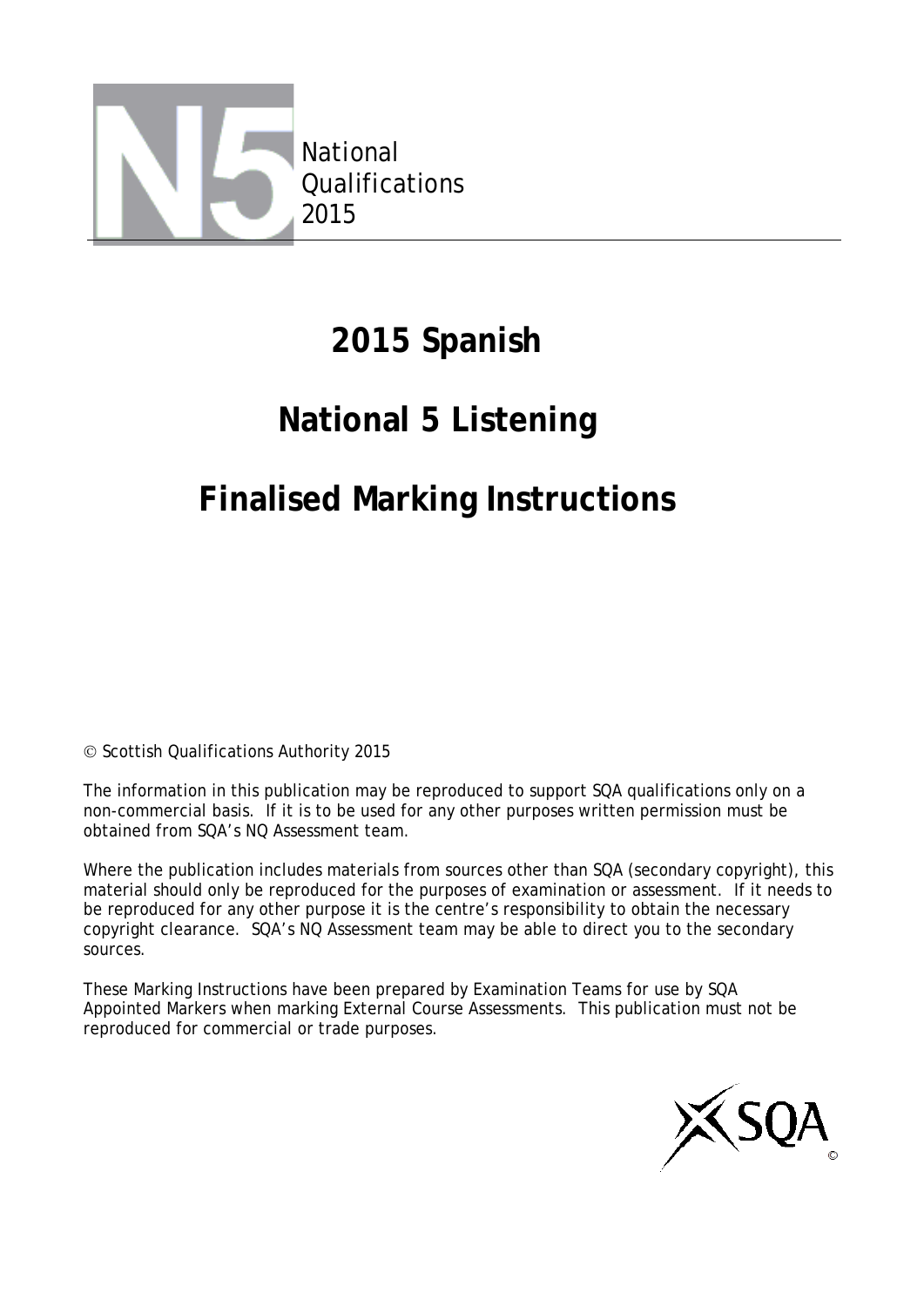National Qualifications 2015

# 2015 Spanish

# National 5 Listening

# Finalised Marking Instructions

© Scottish Qualifications Authority 2015

The information in this publication may be reproduced to support SQA qualifications only on a non-commercial basis. If it is to be used for any other purposes written permission must be obtained from SQA's NQ Assessment team.

Where the publication includes materials from sources other than SQA (secondary copyright), this material should only be reproduced for the purposes of examination or assessment. If it needs to be reproduced for any other purpose it is the centre's responsibility to obtain the necessary copyright clearance. SQA's NQ Assessment team may be able to direct you to the secondary sources.

These Marking Instructions have been prepared by Examination Teams for use by SQA Appointed Markers when marking External Course Assessments. This publication must not be reproduced for commercial or trade purposes.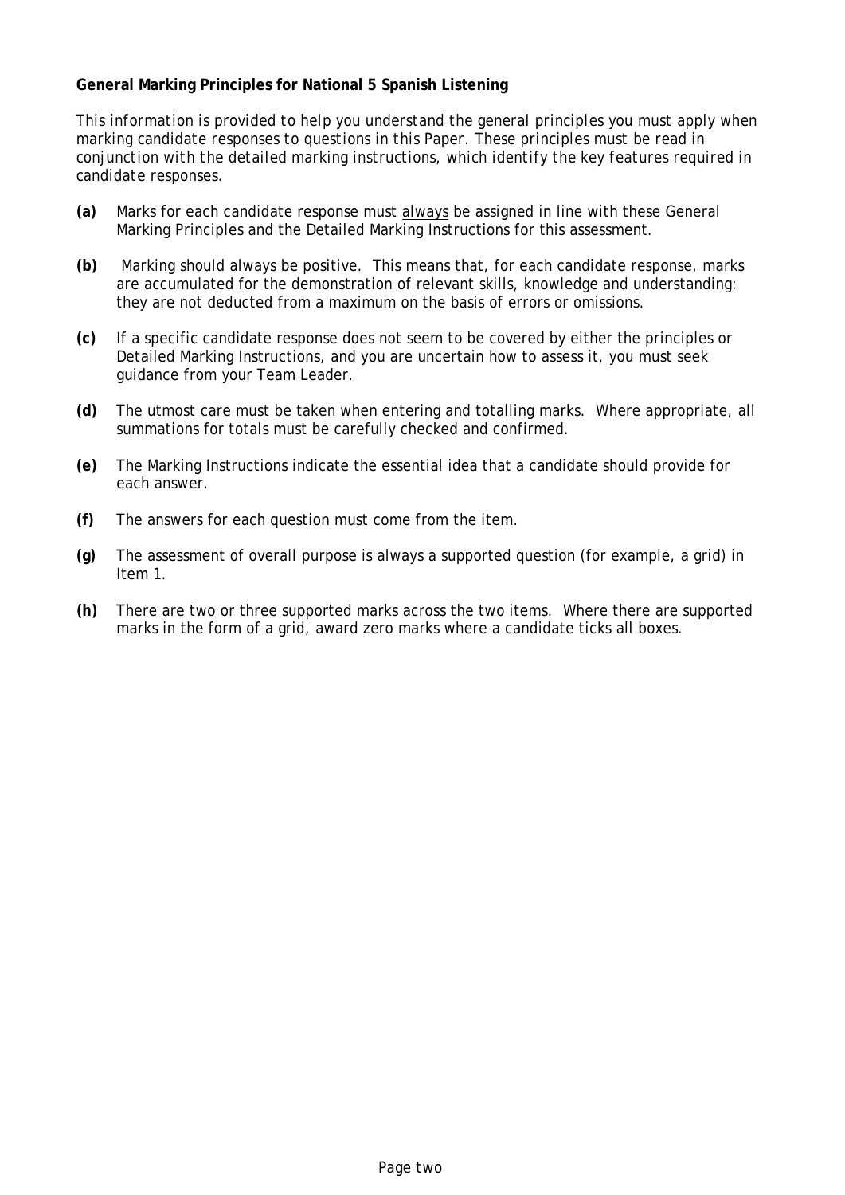**General Marking Principles for National 5 Spanish Listening**

*This information is provided to help you understand the general principles you must apply when marking candidate responses to questions in this Paper. These principles must be read in conjunction with the detailed marking instructions, which identify the key features required in candidate responses.*

**(a)** Marks for each candidate response must always be assigned in line with these General Marking Principles and the Detailed Marking Instructions for this assessment.

**(b)** Marking should always be positive. This means that, for each candidate response, marks are accumulated for the demonstration of relevant skills, knowledge and understanding: they are not deducted from a maximum on the basis of errors or omissions.

**(c)** If a specific candidate response does not seem to be covered by either the principles or Detailed Marking Instructions, and you are uncertain how to assess it, you must seek guidance from your Team Leader.

**(d)** The utmost care must be taken when entering and totalling marks. Where appropriate, all summations for totals must be carefully checked and confirmed.

**(e)** The Marking Instructions indicate the essential idea that a candidate should provide for each answer.

**(f)** The answers for each question must come from the item.

**(g)** The assessment of overall purpose is always a supported question (for example, a grid) in Item 1.

**(h)** There are two or three supported marks across the two items. Where there are supported marks in the form of a grid, award zero marks where a candidate ticks all boxes.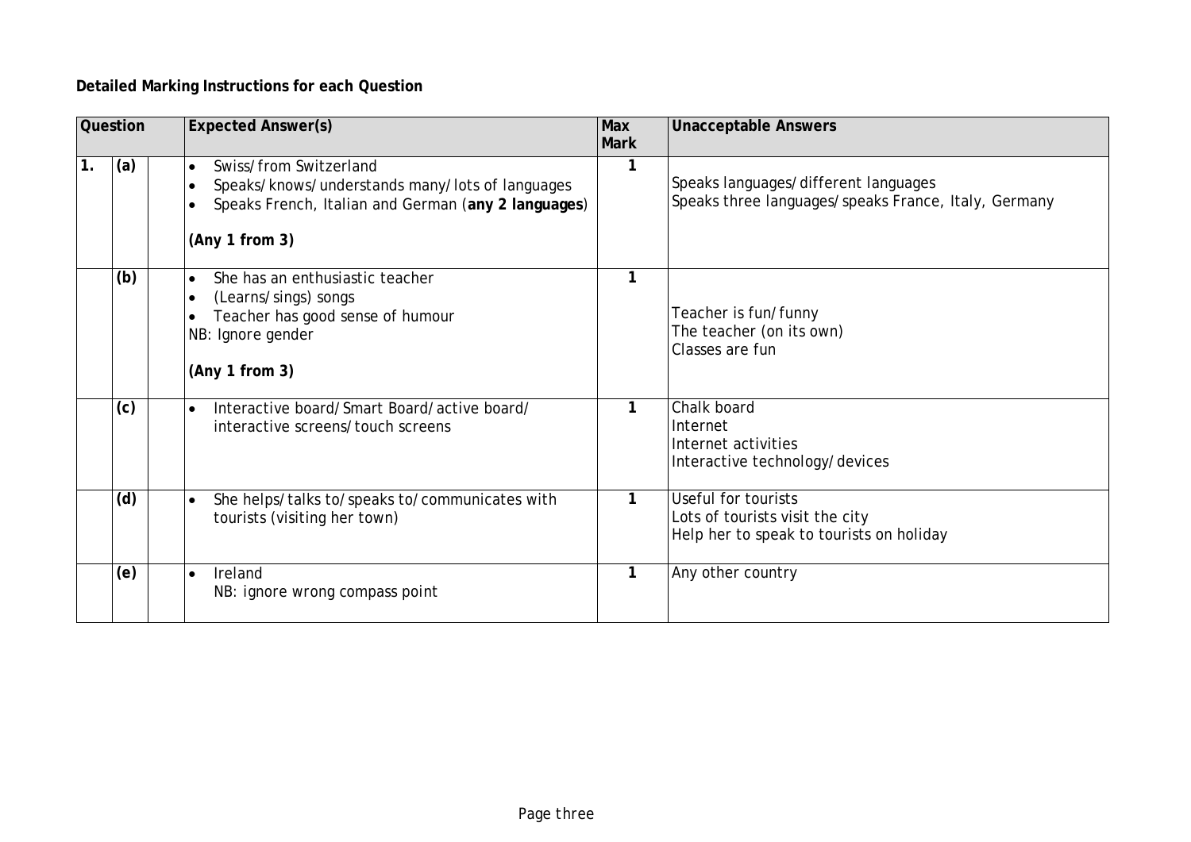**Detailed Marking Instructions for each Question**

| Question | | | Expected Answer(s) | Max Mark | Unacceptable Answers |
|---|---|---|---|---|---|
| 1. | (a) | | • Swiss/from Switzerland<br>• Speaks/knows/understands many/lots of languages<br>• Speaks French, Italian and German (**any 2 languages**)<br><br>**(Any 1 from 3)** | 1 | Speaks languages/different languages<br>Speaks three languages/speaks France, Italy, Germany |
| | (b) | | • She has an enthusiastic teacher<br>• (Learns/sings) songs<br>• Teacher has good sense of humour<br>NB: Ignore gender<br><br>**(Any 1 from 3)** | 1 | Teacher is fun/funny<br>The teacher (on its own)<br>Classes are fun |
| | (c) | | • Interactive board/Smart Board/active board/ interactive screens/touch screens | 1 | Chalk board<br>Internet<br>Internet activities<br>Interactive technology/devices |
| | (d) | | • She helps/talks to/speaks to/communicates with tourists (visiting her town) | 1 | Useful for tourists<br>Lots of tourists visit the city<br>Help her to speak to tourists on holiday |
| | (e) | | • Ireland<br>NB: ignore wrong compass point | 1 | Any other country |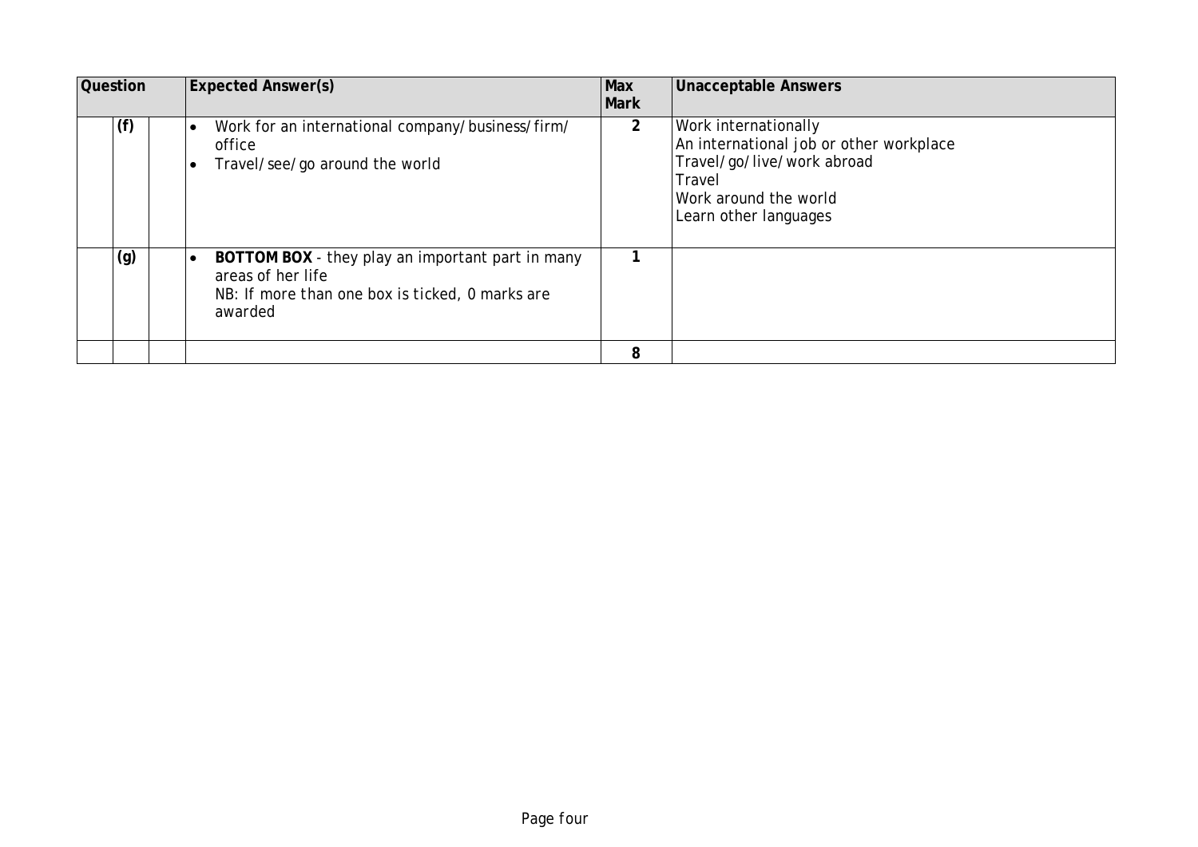| Question | | | Expected Answer(s) | Max Mark | Unacceptable Answers |
|---|---|---|---|---|---|
| | (f) | | • Work for an international company/business/firm/office<br>• Travel/see/go around the world | 2 | Work internationally<br>An international job or other workplace<br>Travel/go/live/work abroad<br>Travel<br>Work around the world<br>Learn other languages |
| | (g) | | • **BOTTOM BOX** - they play an important part in many areas of her life<br>NB: If more than one box is ticked, 0 marks are awarded | 1 | |
| | | | | 8 | |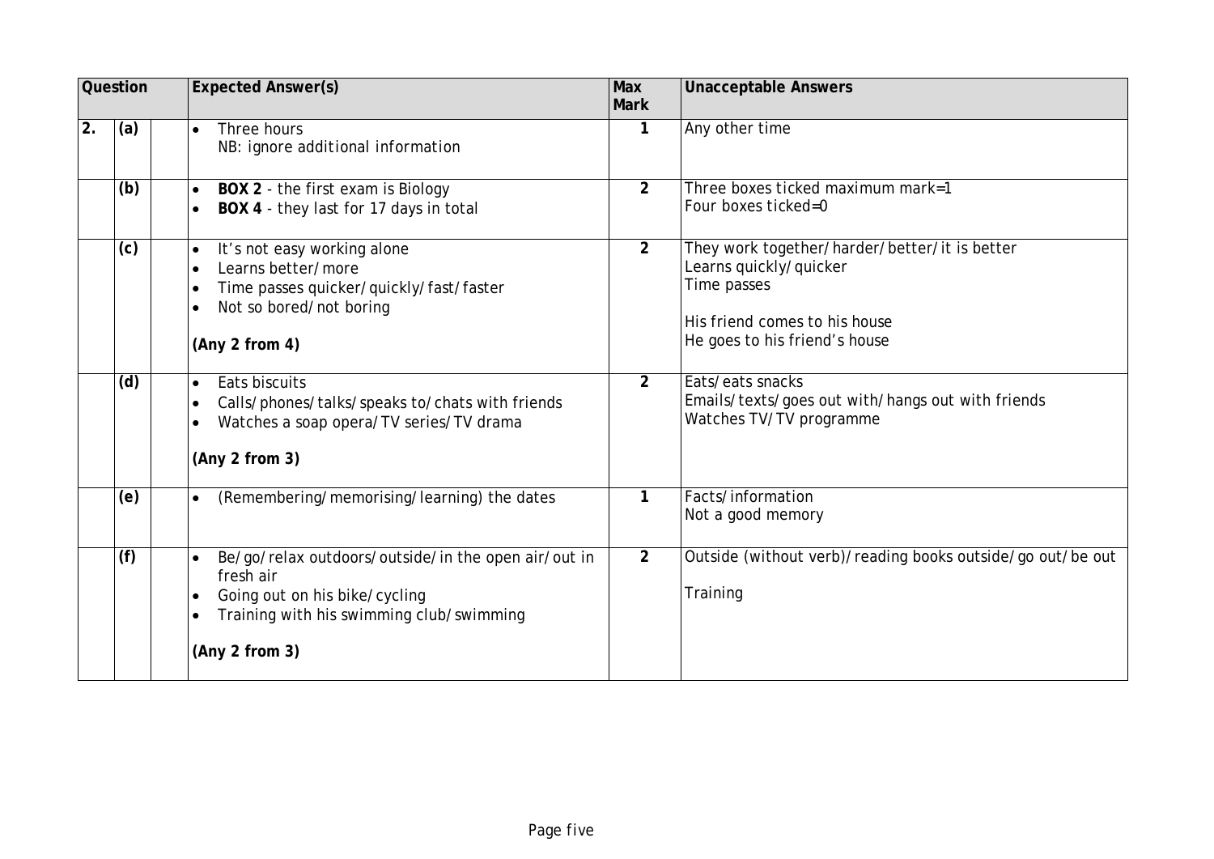| Question | | | Expected Answer(s) | Max Mark | Unacceptable Answers |
|---|---|---|---|---|---|
| 2. | (a) | | • Three hours<br>NB: ignore additional information | 1 | Any other time |
| | (b) | | • **BOX 2** - the first exam is Biology<br>• **BOX 4** - they last for 17 days in total | 2 | Three boxes ticked maximum mark=1<br>Four boxes ticked=0 |
| | (c) | | • It's not easy working alone<br>• Learns better/more<br>• Time passes quicker/quickly/fast/faster<br>• Not so bored/not boring<br><br>**(Any 2 from 4)** | 2 | They work together/harder/better/it is better<br>Learns quickly/quicker<br>Time passes<br><br>His friend comes to his house<br>He goes to his friend's house |
| | (d) | | • Eats biscuits<br>• Calls/phones/talks/speaks to/chats with friends<br>• Watches a soap opera/TV series/TV drama<br><br>**(Any 2 from 3)** | 2 | Eats/eats snacks<br>Emails/texts/goes out with/hangs out with friends<br>Watches TV/TV programme |
| | (e) | | • (Remembering/memorising/learning) the dates | 1 | Facts/information<br>Not a good memory |
| | (f) | | • Be/go/relax outdoors/outside/in the open air/out in fresh air<br>• Going out on his bike/cycling<br>• Training with his swimming club/swimming<br><br>**(Any 2 from 3)** | 2 | Outside (without verb)/reading books outside/go out/be out<br><br>Training |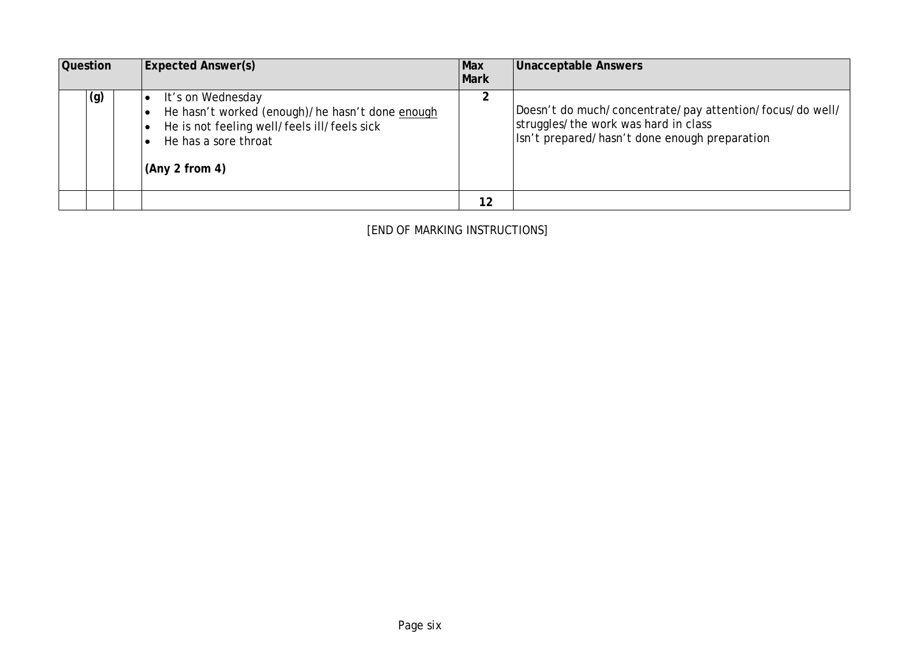| Question | | | Expected Answer(s) | Max Mark | Unacceptable Answers |
|---|---|---|---|---|---|
| | (g) | | • It's on Wednesday<br>• He hasn't worked (enough)/he hasn't done <u>enough</u><br>• He is not feeling well/feels ill/feels sick<br>• He has a sore throat<br><br>**(Any 2 from 4)** | 2 | Doesn't do much/concentrate/pay attention/focus/do well/struggles/the work was hard in class<br>Isn't prepared/hasn't done enough preparation |
| | | | | 12 | |

[END OF MARKING INSTRUCTIONS]